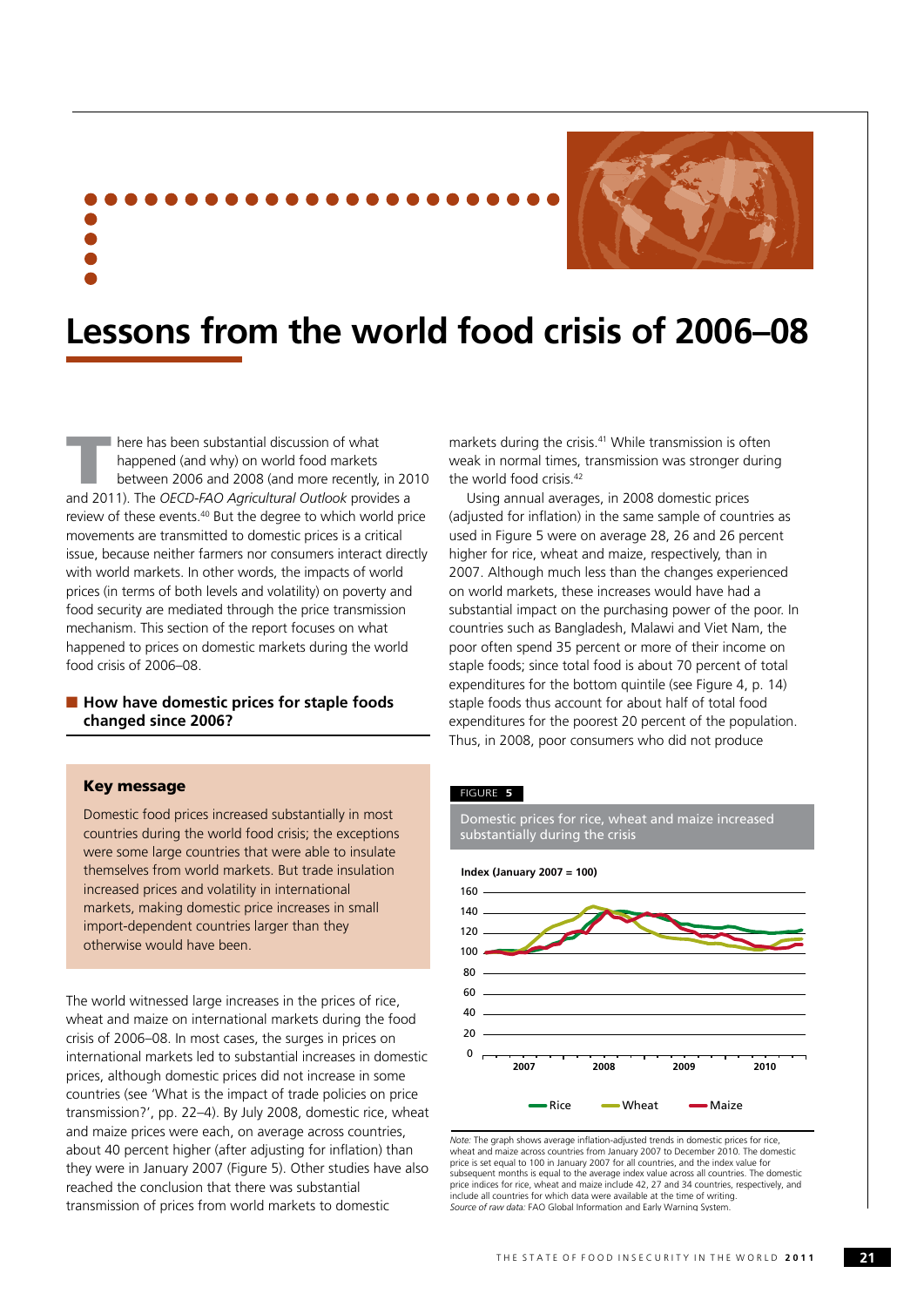# Lessons from the world food crisis of 2006–08

There has been substantial discussion of what happened (and why) on world food markets between 2006 and 2008 (and more recently, in 2010 and 2011). The *OECD-FAO Agricultural Outlook* provides a review of these events.[40] But the degree to which world price movements are transmitted to domestic prices is a critical issue, because neither farmers nor consumers interact directly with world markets. In other words, the impacts of world prices (in terms of both levels and volatility) on poverty and food security are mediated through the price transmission mechanism. This section of the report focuses on what happened to prices on domestic markets during the world food crisis of 2006–08.

## How have domestic prices for staple foods changed since 2006?

> **Key message**
>
> Domestic food prices increased substantially in most countries during the world food crisis; the exceptions were some large countries that were able to insulate themselves from world markets. But trade insulation increased prices and volatility in international markets, making domestic price increases in small import-dependent countries larger than they otherwise would have been.

The world witnessed large increases in the prices of rice, wheat and maize on international markets during the food crisis of 2006–08. In most cases, the surges in prices on international markets led to substantial increases in domestic prices, although domestic prices did not increase in some countries (see 'What is the impact of trade policies on price transmission?', pp. 22–4). By July 2008, domestic rice, wheat and maize prices were each, on average across countries, about 40 percent higher (after adjusting for inflation) than they were in January 2007 (Figure 5). Other studies have also reached the conclusion that there was substantial transmission of prices from world markets to domestic markets during the crisis.[41] While transmission is often weak in normal times, transmission was stronger during the world food crisis.[42]

Using annual averages, in 2008 domestic prices (adjusted for inflation) in the same sample of countries as used in Figure 5 were on average 28, 26 and 26 percent higher for rice, wheat and maize, respectively, than in 2007. Although much less than the changes experienced on world markets, these increases would have had a substantial impact on the purchasing power of the poor. In countries such as Bangladesh, Malawi and Viet Nam, the poor often spend 35 percent or more of their income on staple foods; since total food is about 70 percent of total expenditures for the bottom quintile (see Figure 4, p. 14) staple foods thus account for about half of total food expenditures for the poorest 20 percent of the population. Thus, in 2008, poor consumers who did not produce

FIGURE 5

Domestic prices for rice, wheat and maize increased substantially during the crisis

Index (January 2007 = 100)

*Note:* The graph shows average inflation-adjusted trends in domestic prices for rice, wheat and maize across countries from January 2007 to December 2010. The domestic price is set equal to 100 in January 2007 for all countries, and the index value for subsequent months is equal to the average index value across all countries. The domestic price indices for rice, wheat and maize include 42, 27 and 34 countries, respectively, and include all countries for which data were available at the time of writing.
*Source of raw data:* FAO Global Information and Early Warning System.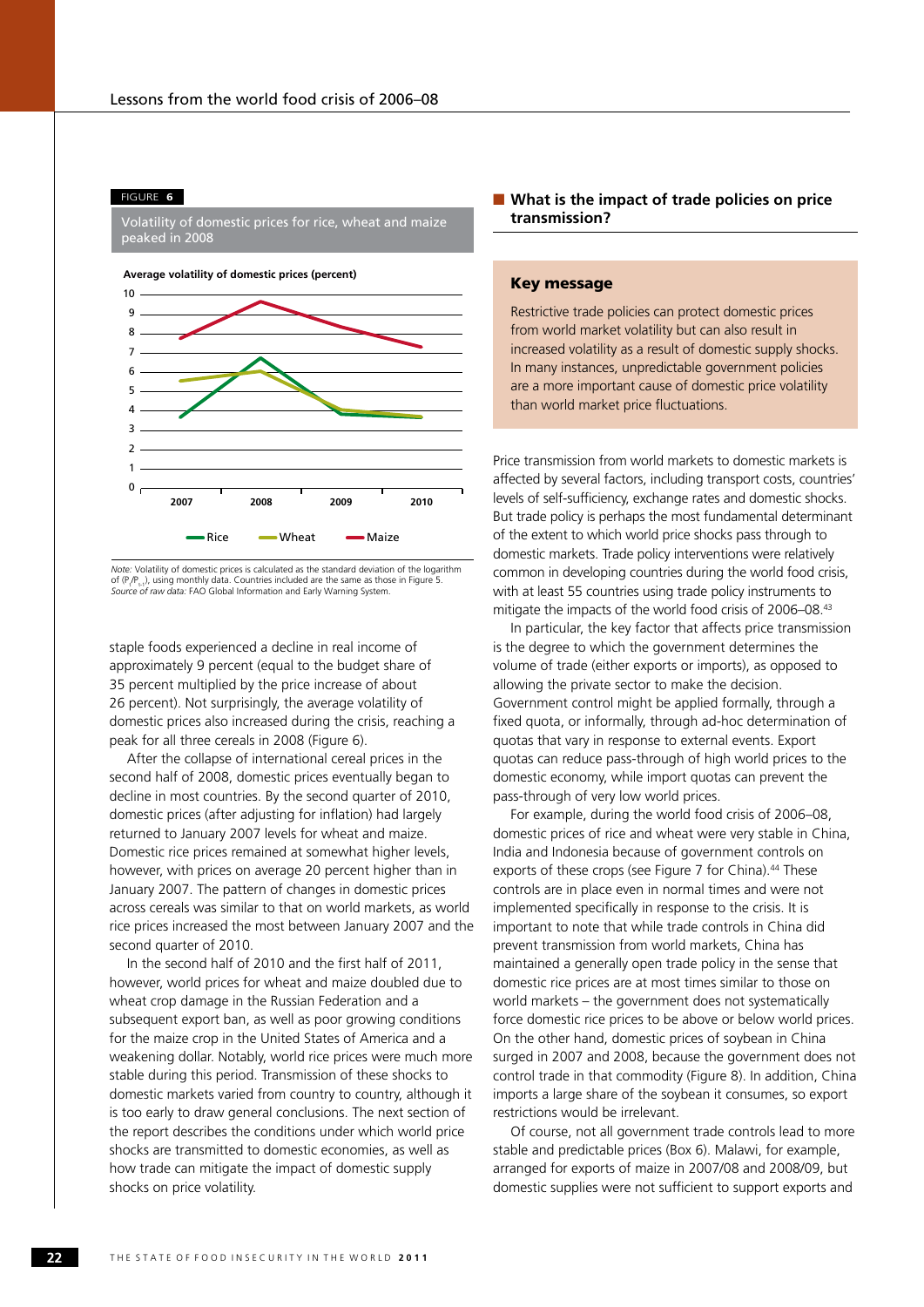FIGURE 6

Volatility of domestic prices for rice, wheat and maize peaked in 2008

Average volatility of domestic prices (percent)

*Note:* Volatility of domestic prices is calculated as the standard deviation of the logarithm of $(P_t/P_{t-1})$, using monthly data. Countries included are the same as those in Figure 5.
*Source of raw data:* FAO Global Information and Early Warning System.

staple foods experienced a decline in real income of approximately 9 percent (equal to the budget share of 35 percent multiplied by the price increase of about 26 percent). Not surprisingly, the average volatility of domestic prices also increased during the crisis, reaching a peak for all three cereals in 2008 (Figure 6).

After the collapse of international cereal prices in the second half of 2008, domestic prices eventually began to decline in most countries. By the second quarter of 2010, domestic prices (after adjusting for inflation) had largely returned to January 2007 levels for wheat and maize. Domestic rice prices remained at somewhat higher levels, however, with prices on average 20 percent higher than in January 2007. The pattern of changes in domestic prices across cereals was similar to that on world markets, as world rice prices increased the most between January 2007 and the second quarter of 2010.

In the second half of 2010 and the first half of 2011, however, world prices for wheat and maize doubled due to wheat crop damage in the Russian Federation and a subsequent export ban, as well as poor growing conditions for the maize crop in the United States of America and a weakening dollar. Notably, world rice prices were much more stable during this period. Transmission of these shocks to domestic markets varied from country to country, although it is too early to draw general conclusions. The next section of the report describes the conditions under which world price shocks are transmitted to domestic economies, as well as how trade can mitigate the impact of domestic supply shocks on price volatility.

## What is the impact of trade policies on price transmission?

**Key message**

Restrictive trade policies can protect domestic prices from world market volatility but can also result in increased volatility as a result of domestic supply shocks. In many instances, unpredictable government policies are a more important cause of domestic price volatility than world market price fluctuations.

Price transmission from world markets to domestic markets is affected by several factors, including transport costs, countries' levels of self-sufficiency, exchange rates and domestic shocks. But trade policy is perhaps the most fundamental determinant of the extent to which world price shocks pass through to domestic markets. Trade policy interventions were relatively common in developing countries during the world food crisis, with at least 55 countries using trade policy instruments to mitigate the impacts of the world food crisis of 2006–08.[43]

In particular, the key factor that affects price transmission is the degree to which the government determines the volume of trade (either exports or imports), as opposed to allowing the private sector to make the decision. Government control might be applied formally, through a fixed quota, or informally, through ad-hoc determination of quotas that vary in response to external events. Export quotas can reduce pass-through of high world prices to the domestic economy, while import quotas can prevent the pass-through of very low world prices.

For example, during the world food crisis of 2006–08, domestic prices of rice and wheat were very stable in China, India and Indonesia because of government controls on exports of these crops (see Figure 7 for China).[44] These controls are in place even in normal times and were not implemented specifically in response to the crisis. It is important to note that while trade controls in China did prevent transmission from world markets, China has maintained a generally open trade policy in the sense that domestic rice prices are at most times similar to those on world markets – the government does not systematically force domestic rice prices to be above or below world prices. On the other hand, domestic prices of soybean in China surged in 2007 and 2008, because the government does not control trade in that commodity (Figure 8). In addition, China imports a large share of the soybean it consumes, so export restrictions would be irrelevant.

Of course, not all government trade controls lead to more stable and predictable prices (Box 6). Malawi, for example, arranged for exports of maize in 2007/08 and 2008/09, but domestic supplies were not sufficient to support exports and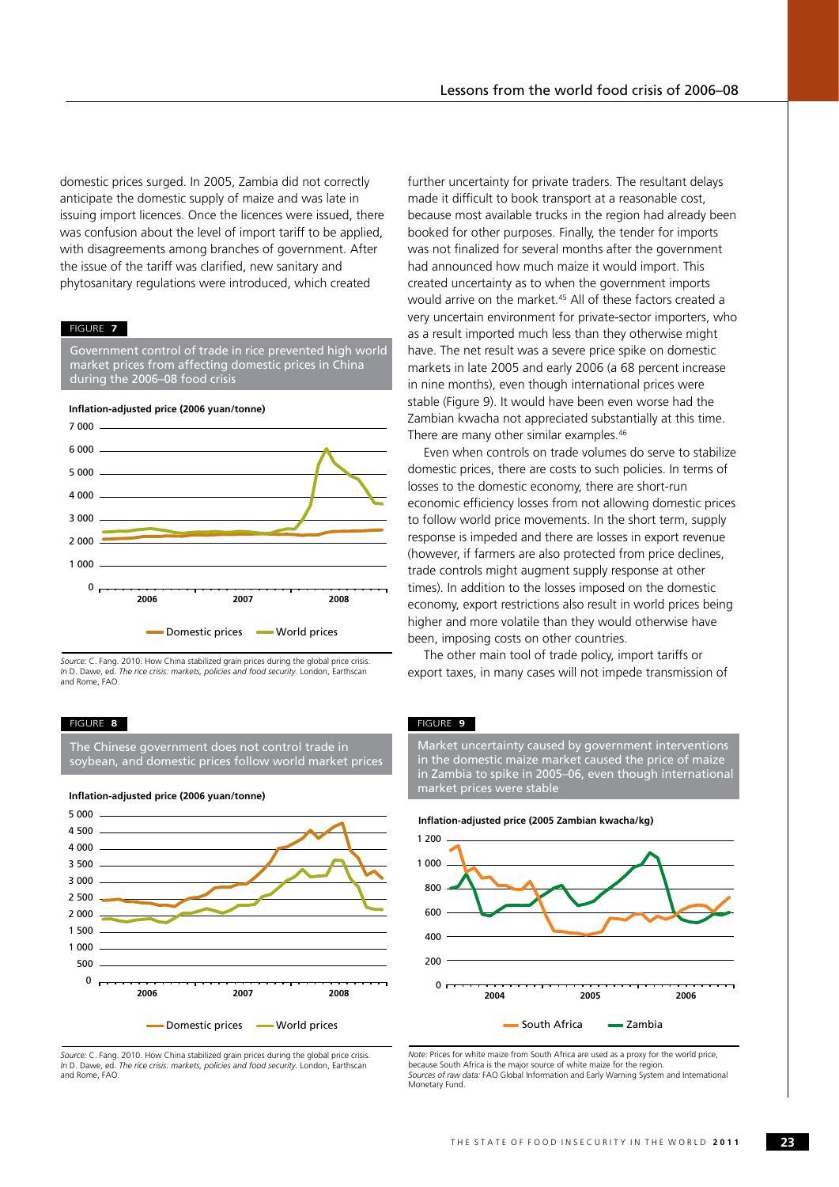domestic prices surged. In 2005, Zambia did not correctly anticipate the domestic supply of maize and was late in issuing import licences. Once the licences were issued, there was confusion about the level of import tariff to be applied, with disagreements among branches of government. After the issue of the tariff was clarified, new sanitary and phytosanitary regulations were introduced, which created further uncertainty for private traders. The resultant delays made it difficult to book transport at a reasonable cost, because most available trucks in the region had already been booked for other purposes. Finally, the tender for imports was not finalized for several months after the government had announced how much maize it would import. This created uncertainty as to when the government imports would arrive on the market.[45] All of these factors created a very uncertain environment for private-sector importers, who as a result imported much less than they otherwise might have. The net result was a severe price spike on domestic markets in late 2005 and early 2006 (a 68 percent increase in nine months), even though international prices were stable (Figure 9). It would have been even worse had the Zambian kwacha not appreciated substantially at this time. There are many other similar examples.[46]

Even when controls on trade volumes do serve to stabilize domestic prices, there are costs to such policies. In terms of losses to the domestic economy, there are short-run economic efficiency losses from not allowing domestic prices to follow world price movements. In the short term, supply response is impeded and there are losses in export revenue (however, if farmers are also protected from price declines, trade controls might augment supply response at other times). In addition to the losses imposed on the domestic economy, export restrictions also result in world prices being higher and more volatile than they would otherwise have been, imposing costs on other countries.

The other main tool of trade policy, import tariffs or export taxes, in many cases will not impede transmission of

FIGURE 7

Government control of trade in rice prevented high world market prices from affecting domestic prices in China during the 2006–08 food crisis

Inflation-adjusted price (2006 yuan/tonne)

Domestic prices — World prices

*Source:* C. Fang. 2010. How China stabilized grain prices during the global price crisis. *In* D. Dawe, ed. *The rice crisis: markets, policies and food security.* London, Earthscan and Rome, FAO.

FIGURE 8

The Chinese government does not control trade in soybean, and domestic prices follow world market prices

Inflation-adjusted price (2006 yuan/tonne)

Domestic prices — World prices

*Source:* C. Fang. 2010. How China stabilized grain prices during the global price crisis. *In* D. Dawe, ed. *The rice crisis: markets, policies and food security.* London, Earthscan and Rome, FAO.

FIGURE 9

Market uncertainty caused by government interventions in the domestic maize market caused the price of maize in Zambia to spike in 2005–06, even though international market prices were stable

Inflation-adjusted price (2005 Zambian kwacha/kg)

South Africa — Zambia

*Note:* Prices for white maize from South Africa are used as a proxy for the world price, because South Africa is the major source of white maize for the region.
*Sources of raw data:* FAO Global Information and Early Warning System and International Monetary Fund.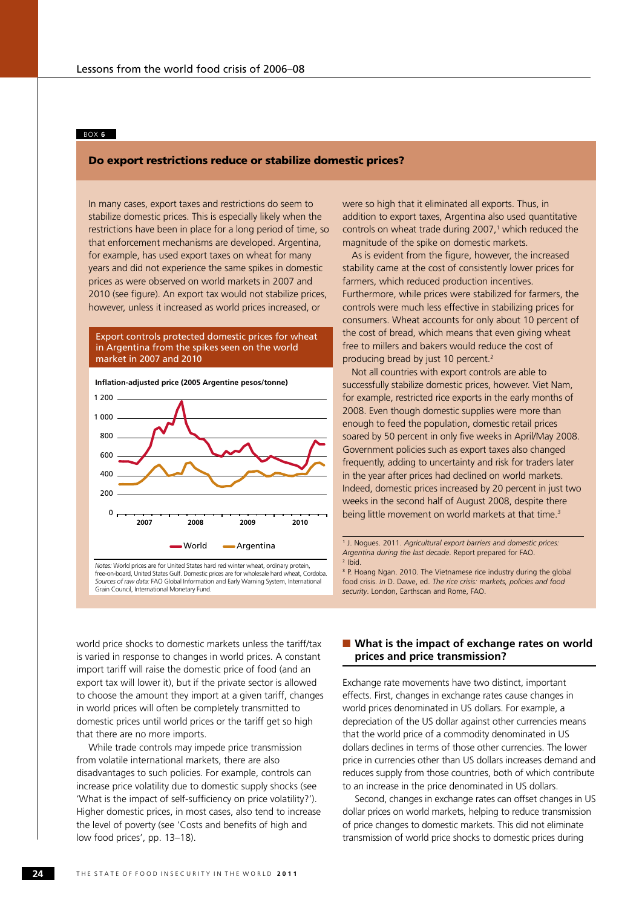BOX 6

## Do export restrictions reduce or stabilize domestic prices?

In many cases, export taxes and restrictions do seem to stabilize domestic prices. This is especially likely when the restrictions have been in place for a long period of time, so that enforcement mechanisms are developed. Argentina, for example, has used export taxes on wheat for many years and did not experience the same spikes in domestic prices as were observed on world markets in 2007 and 2010 (see figure). An export tax would not stabilize prices, however, unless it increased as world prices increased, or were so high that it eliminated all exports. Thus, in addition to export taxes, Argentina also used quantitative controls on wheat trade during 2007,[1] which reduced the magnitude of the spike on domestic markets.

**Export controls protected domestic prices for wheat in Argentina from the spikes seen on the world market in 2007 and 2010**

**Inflation-adjusted price (2005 Argentine pesos/tonne)**

*Notes:* World prices are for United States hard red winter wheat, ordinary protein, free-on-board, United States Gulf. Domestic prices are for wholesale hard wheat, Cordoba. *Sources of raw data:* FAO Global Information and Early Warning System, International Grain Council, International Monetary Fund.

As is evident from the figure, however, the increased stability came at the cost of consistently lower prices for farmers, which reduced production incentives. Furthermore, while prices were stabilized for farmers, the controls were much less effective in stabilizing prices for consumers. Wheat accounts for only about 10 percent of the cost of bread, which means that even giving wheat free to millers and bakers would reduce the cost of producing bread by just 10 percent.[2]

Not all countries with export controls are able to successfully stabilize domestic prices, however. Viet Nam, for example, restricted rice exports in the early months of 2008. Even though domestic supplies were more than enough to feed the population, domestic retail prices soared by 50 percent in only five weeks in April/May 2008. Government policies such as export taxes also changed frequently, adding to uncertainty and risk for traders later in the year after prices had declined on world markets. Indeed, domestic prices increased by 20 percent in just two weeks in the second half of August 2008, despite there being little movement on world markets at that time.[3]

[1] J. Nogues. 2011. *Agricultural export barriers and domestic prices: Argentina during the last decade*. Report prepared for FAO.
[2] Ibid.
[3] P. Hoang Ngan. 2010. The Vietnamese rice industry during the global food crisis. *In* D. Dawe, ed. *The rice crisis: markets, policies and food security*. London, Earthscan and Rome, FAO.

world price shocks to domestic markets unless the tariff/tax is varied in response to changes in world prices. A constant import tariff will raise the domestic price of food (and an export tax will lower it), but if the private sector is allowed to choose the amount they import at a given tariff, changes in world prices will often be completely transmitted to domestic prices until world prices or the tariff get so high that there are no more imports.

While trade controls may impede price transmission from volatile international markets, there are also disadvantages to such policies. For example, controls can increase price volatility due to domestic supply shocks (see 'What is the impact of self-sufficiency on price volatility?'). Higher domestic prices, in most cases, also tend to increase the level of poverty (see 'Costs and benefits of high and low food prices', pp. 13–18).

## What is the impact of exchange rates on world prices and price transmission?

Exchange rate movements have two distinct, important effects. First, changes in exchange rates cause changes in world prices denominated in US dollars. For example, a depreciation of the US dollar against other currencies means that the world price of a commodity denominated in US dollars declines in terms of those other currencies. The lower price in currencies other than US dollars increases demand and reduces supply from those countries, both of which contribute to an increase in the price denominated in US dollars.

Second, changes in exchange rates can offset changes in US dollar prices on world markets, helping to reduce transmission of price changes to domestic markets. This did not eliminate transmission of world price shocks to domestic prices during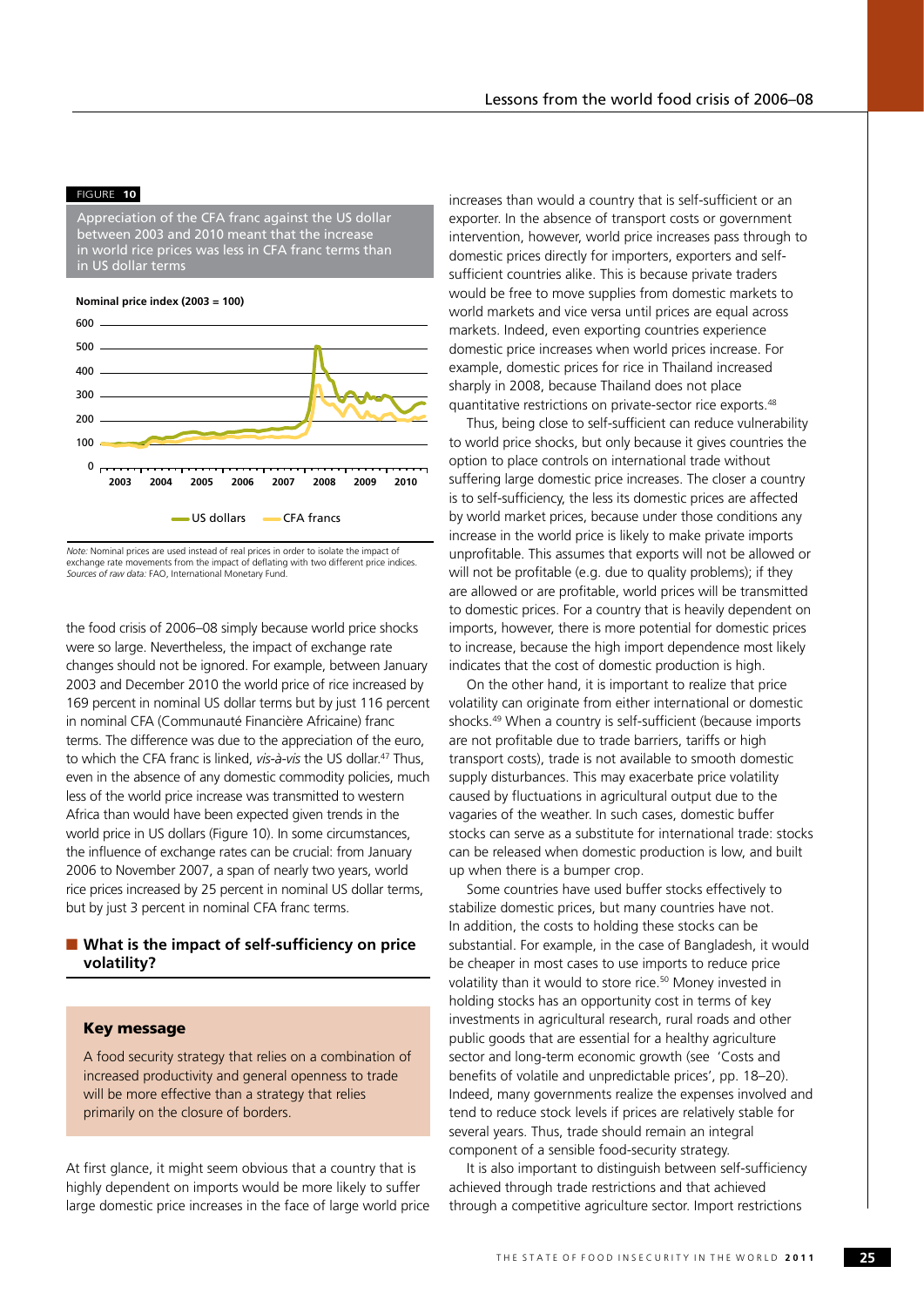FIGURE 10

Appreciation of the CFA franc against the US dollar between 2003 and 2010 meant that the increase in world rice prices was less in CFA franc terms than in US dollar terms

*Note:* Nominal prices are used instead of real prices in order to isolate the impact of exchange rate movements from the impact of deflating with two different price indices.
*Sources of raw data:* FAO, International Monetary Fund.

the food crisis of 2006–08 simply because world price shocks were so large. Nevertheless, the impact of exchange rate changes should not be ignored. For example, between January 2003 and December 2010 the world price of rice increased by 169 percent in nominal US dollar terms but by just 116 percent in nominal CFA (Communauté Financière Africaine) franc terms. The difference was due to the appreciation of the euro, to which the CFA franc is linked, *vis-à-vis* the US dollar.[47] Thus, even in the absence of any domestic commodity policies, much less of the world price increase was transmitted to western Africa than would have been expected given trends in the world price in US dollars (Figure 10). In some circumstances, the influence of exchange rates can be crucial: from January 2006 to November 2007, a span of nearly two years, world rice prices increased by 25 percent in nominal US dollar terms, but by just 3 percent in nominal CFA franc terms.

## What is the impact of self-sufficiency on price volatility?

**Key message**

A food security strategy that relies on a combination of increased productivity and general openness to trade will be more effective than a strategy that relies primarily on the closure of borders.

At first glance, it might seem obvious that a country that is highly dependent on imports would be more likely to suffer large domestic price increases in the face of large world price increases than would a country that is self-sufficient or an exporter. In the absence of transport costs or government intervention, however, world price increases pass through to domestic prices directly for importers, exporters and self-sufficient countries alike. This is because private traders would be free to move supplies from domestic markets to world markets and vice versa until prices are equal across markets. Indeed, even exporting countries experience domestic price increases when world prices increase. For example, domestic prices for rice in Thailand increased sharply in 2008, because Thailand does not place quantitative restrictions on private-sector rice exports.[48]

Thus, being close to self-sufficient can reduce vulnerability to world price shocks, but only because it gives countries the option to place controls on international trade without suffering large domestic price increases. The closer a country is to self-sufficiency, the less its domestic prices are affected by world market prices, because under those conditions any increase in the world price is likely to make private imports unprofitable. This assumes that exports will not be allowed or will not be profitable (e.g. due to quality problems); if they are allowed or are profitable, world prices will be transmitted to domestic prices. For a country that is heavily dependent on imports, however, there is more potential for domestic prices to increase, because the high import dependence most likely indicates that the cost of domestic production is high.

On the other hand, it is important to realize that price volatility can originate from either international or domestic shocks.[49] When a country is self-sufficient (because imports are not profitable due to trade barriers, tariffs or high transport costs), trade is not available to smooth domestic supply disturbances. This may exacerbate price volatility caused by fluctuations in agricultural output due to the vagaries of the weather. In such cases, domestic buffer stocks can serve as a substitute for international trade: stocks can be released when domestic production is low, and built up when there is a bumper crop.

Some countries have used buffer stocks effectively to stabilize domestic prices, but many countries have not. In addition, the costs to holding these stocks can be substantial. For example, in the case of Bangladesh, it would be cheaper in most cases to use imports to reduce price volatility than it would to store rice.[50] Money invested in holding stocks has an opportunity cost in terms of key investments in agricultural research, rural roads and other public goods that are essential for a healthy agriculture sector and long-term economic growth (see 'Costs and benefits of volatile and unpredictable prices', pp. 18–20). Indeed, many governments realize the expenses involved and tend to reduce stock levels if prices are relatively stable for several years. Thus, trade should remain an integral component of a sensible food-security strategy.

It is also important to distinguish between self-sufficiency achieved through trade restrictions and that achieved through a competitive agriculture sector. Import restrictions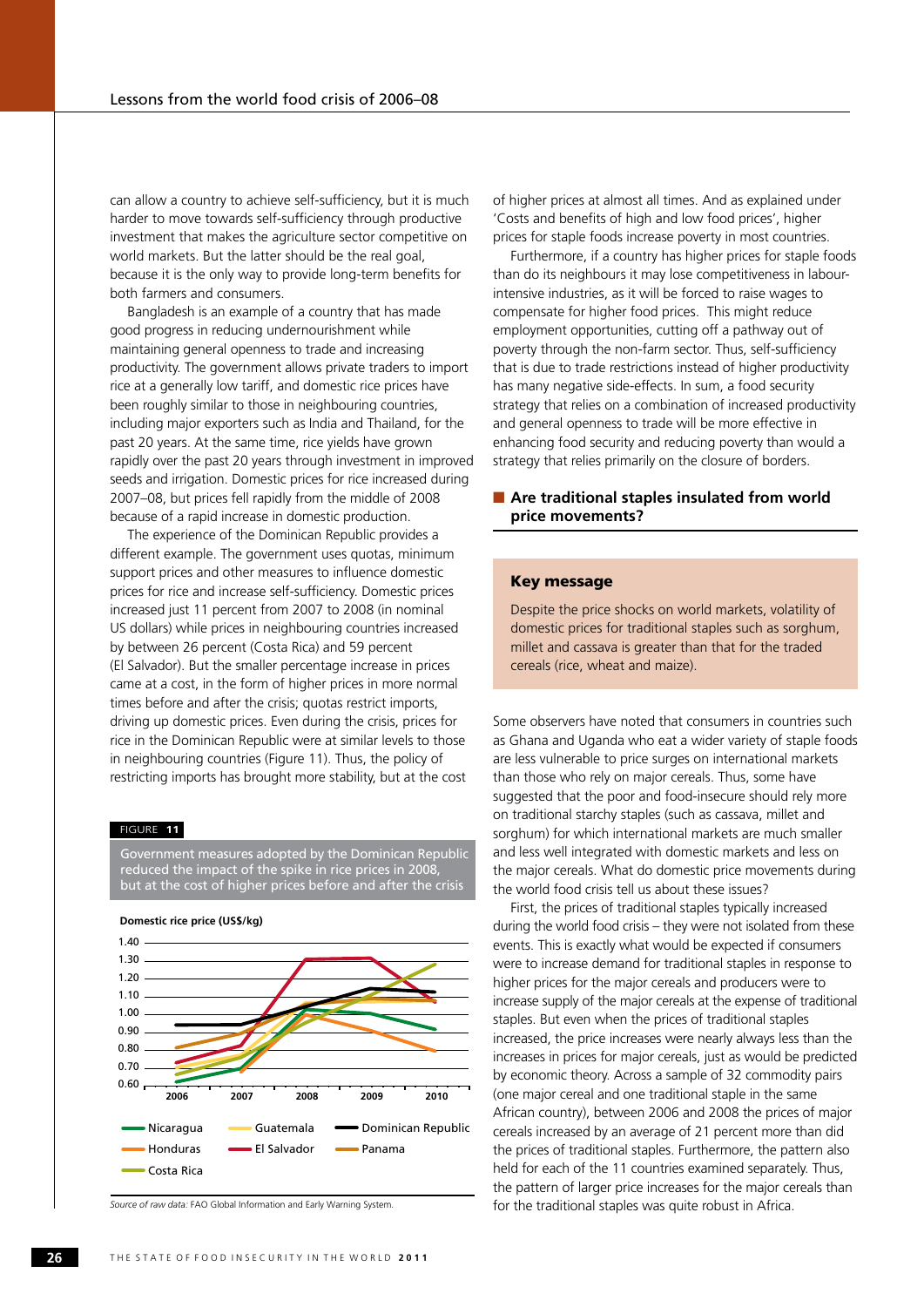can allow a country to achieve self-sufficiency, but it is much harder to move towards self-sufficiency through productive investment that makes the agriculture sector competitive on world markets. But the latter should be the real goal, because it is the only way to provide long-term benefits for both farmers and consumers.

Bangladesh is an example of a country that has made good progress in reducing undernourishment while maintaining general openness to trade and increasing productivity. The government allows private traders to import rice at a generally low tariff, and domestic rice prices have been roughly similar to those in neighbouring countries, including major exporters such as India and Thailand, for the past 20 years. At the same time, rice yields have grown rapidly over the past 20 years through investment in improved seeds and irrigation. Domestic prices for rice increased during 2007–08, but prices fell rapidly from the middle of 2008 because of a rapid increase in domestic production.

The experience of the Dominican Republic provides a different example. The government uses quotas, minimum support prices and other measures to influence domestic prices for rice and increase self-sufficiency. Domestic prices increased just 11 percent from 2007 to 2008 (in nominal US dollars) while prices in neighbouring countries increased by between 26 percent (Costa Rica) and 59 percent (El Salvador). But the smaller percentage increase in prices came at a cost, in the form of higher prices in more normal times before and after the crisis; quotas restrict imports, driving up domestic prices. Even during the crisis, prices for rice in the Dominican Republic were at similar levels to those in neighbouring countries (Figure 11). Thus, the policy of restricting imports has brought more stability, but at the cost of higher prices at almost all times. And as explained under 'Costs and benefits of high and low food prices', higher prices for staple foods increase poverty in most countries.

Furthermore, if a country has higher prices for staple foods than do its neighbours it may lose competitiveness in labour-intensive industries, as it will be forced to raise wages to compensate for higher food prices. This might reduce employment opportunities, cutting off a pathway out of poverty through the non-farm sector. Thus, self-sufficiency that is due to trade restrictions instead of higher productivity has many negative side-effects. In sum, a food security strategy that relies on a combination of increased productivity and general openness to trade will be more effective in enhancing food security and reducing poverty than would a strategy that relies primarily on the closure of borders.

FIGURE 11

Government measures adopted by the Dominican Republic reduced the impact of the spike in rice prices in 2008, but at the cost of higher prices before and after the crisis

Domestic rice price (US$/kg)

Nicaragua, Guatemala, Dominican Republic, Honduras, El Salvador, Panama, Costa Rica (2006–2010)

*Source of raw data:* FAO Global Information and Early Warning System.

## Are traditional staples insulated from world price movements?

**Key message**

Despite the price shocks on world markets, volatility of domestic prices for traditional staples such as sorghum, millet and cassava is greater than that for the traded cereals (rice, wheat and maize).

Some observers have noted that consumers in countries such as Ghana and Uganda who eat a wider variety of staple foods are less vulnerable to price surges on international markets than those who rely on major cereals. Thus, some have suggested that the poor and food-insecure should rely more on traditional starchy staples (such as cassava, millet and sorghum) for which international markets are much smaller and less well integrated with domestic markets and less on the major cereals. What do domestic price movements during the world food crisis tell us about these issues?

First, the prices of traditional staples typically increased during the world food crisis – they were not isolated from these events. This is exactly what would be expected if consumers were to increase demand for traditional staples in response to higher prices for the major cereals and producers were to increase supply of the major cereals at the expense of traditional staples. But even when the prices of traditional staples increased, the price increases were nearly always less than the increases in prices for major cereals, just as would be predicted by economic theory. Across a sample of 32 commodity pairs (one major cereal and one traditional staple in the same African country), between 2006 and 2008 the prices of major cereals increased by an average of 21 percent more than did the prices of traditional staples. Furthermore, the pattern also held for each of the 11 countries examined separately. Thus, the pattern of larger price increases for the major cereals than for the traditional staples was quite robust in Africa.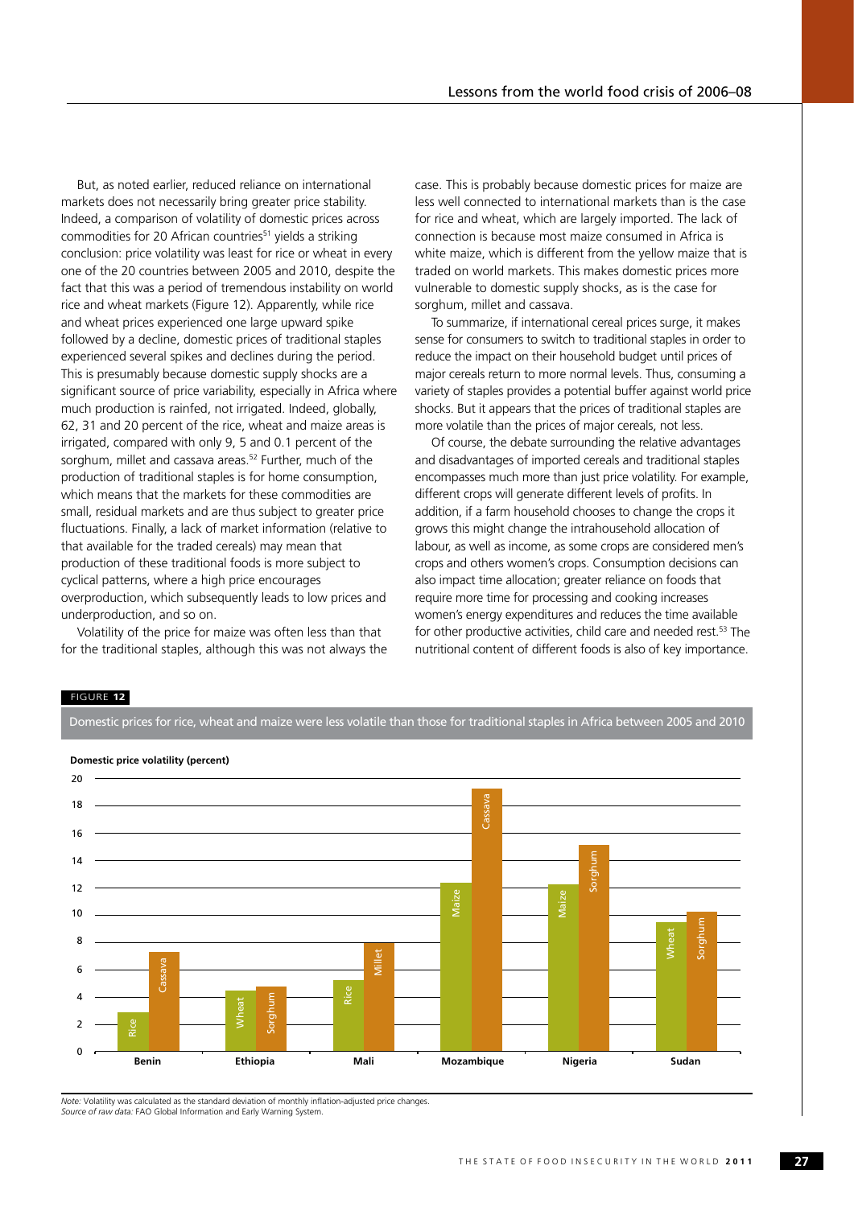But, as noted earlier, reduced reliance on international markets does not necessarily bring greater price stability. Indeed, a comparison of volatility of domestic prices across commodities for 20 African countries[51] yields a striking conclusion: price volatility was least for rice or wheat in every one of the 20 countries between 2005 and 2010, despite the fact that this was a period of tremendous instability on world rice and wheat markets (Figure 12). Apparently, while rice and wheat prices experienced one large upward spike followed by a decline, domestic prices of traditional staples experienced several spikes and declines during the period. This is presumably because domestic supply shocks are a significant source of price variability, especially in Africa where much production is rainfed, not irrigated. Indeed, globally, 62, 31 and 20 percent of the rice, wheat and maize areas is irrigated, compared with only 9, 5 and 0.1 percent of the sorghum, millet and cassava areas.[52] Further, much of the production of traditional staples is for home consumption, which means that the markets for these commodities are small, residual markets and are thus subject to greater price fluctuations. Finally, a lack of market information (relative to that available for the traded cereals) may mean that production of these traditional foods is more subject to cyclical patterns, where a high price encourages overproduction, which subsequently leads to low prices and underproduction, and so on.

Volatility of the price for maize was often less than that for the traditional staples, although this was not always the case. This is probably because domestic prices for maize are less well connected to international markets than is the case for rice and wheat, which are largely imported. The lack of connection is because most maize consumed in Africa is white maize, which is different from the yellow maize that is traded on world markets. This makes domestic prices more vulnerable to domestic supply shocks, as is the case for sorghum, millet and cassava.

To summarize, if international cereal prices surge, it makes sense for consumers to switch to traditional staples in order to reduce the impact on their household budget until prices of major cereals return to more normal levels. Thus, consuming a variety of staples provides a potential buffer against world price shocks. But it appears that the prices of traditional staples are more volatile than the prices of major cereals, not less.

Of course, the debate surrounding the relative advantages and disadvantages of imported cereals and traditional staples encompasses much more than just price volatility. For example, different crops will generate different levels of profits. In addition, if a farm household chooses to change the crops it grows this might change the intrahousehold allocation of labour, as well as income, as some crops are considered men's crops and others women's crops. Consumption decisions can also impact time allocation; greater reliance on foods that require more time for processing and cooking increases women's energy expenditures and reduces the time available for other productive activities, child care and needed rest.[53] The nutritional content of different foods is also of key importance.

FIGURE 12

Domestic prices for rice, wheat and maize were less volatile than those for traditional staples in Africa between 2005 and 2010

Domestic price volatility (percent)

| Country | Commodity | Volatility (approx.) | Commodity | Volatility (approx.) |
|---|---|---|---|---|
| Benin | Rice | 2.9 | Cassava | 7.3 |
| Ethiopia | Wheat | 4.5 | Sorghum | 4.8 |
| Mali | Rice | 5.3 | Millet | 8.0 |
| Mozambique | Maize | 12.4 | Cassava | 19.3 |
| Nigeria | Maize | 12.2 | Sorghum | 15.2 |
| Sudan | Wheat | 9.5 | Sorghum | 10.2 |

*Note:* Volatility was calculated as the standard deviation of monthly inflation-adjusted price changes.
*Source of raw data:* FAO Global Information and Early Warning System.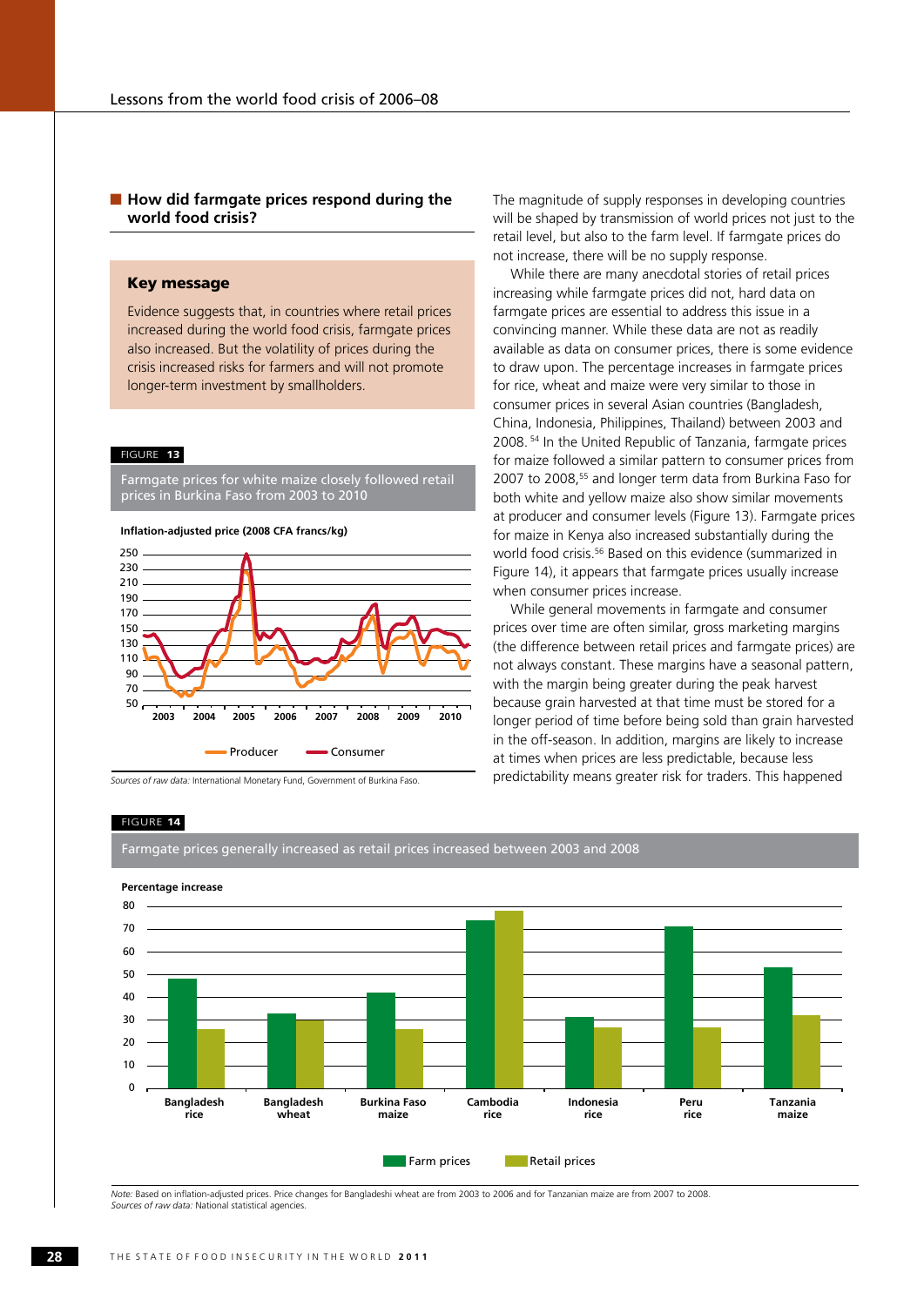## How did farmgate prices respond during the world food crisis?

### Key message

Evidence suggests that, in countries where retail prices increased during the world food crisis, farmgate prices also increased. But the volatility of prices during the crisis increased risks for farmers and will not promote longer-term investment by smallholders.

FIGURE 13

Farmgate prices for white maize closely followed retail prices in Burkina Faso from 2003 to 2010

Inflation-adjusted price (2008 CFA francs/kg)

*Sources of raw data:* International Monetary Fund, Government of Burkina Faso.

The magnitude of supply responses in developing countries will be shaped by transmission of world prices not just to the retail level, but also to the farm level. If farmgate prices do not increase, there will be no supply response.

While there are many anecdotal stories of retail prices increasing while farmgate prices did not, hard data on farmgate prices are essential to address this issue in a convincing manner. While these data are not as readily available as data on consumer prices, there is some evidence to draw upon. The percentage increases in farmgate prices for rice, wheat and maize were very similar to those in consumer prices in several Asian countries (Bangladesh, China, Indonesia, Philippines, Thailand) between 2003 and 2008.[54] In the United Republic of Tanzania, farmgate prices for maize followed a similar pattern to consumer prices from 2007 to 2008,[55] and longer term data from Burkina Faso for both white and yellow maize also show similar movements at producer and consumer levels (Figure 13). Farmgate prices for maize in Kenya also increased substantially during the world food crisis.[56] Based on this evidence (summarized in Figure 14), it appears that farmgate prices usually increase when consumer prices increase.

While general movements in farmgate and consumer prices over time are often similar, gross marketing margins (the difference between retail prices and farmgate prices) are not always constant. These margins have a seasonal pattern, with the margin being greater during the peak harvest because grain harvested at that time must be stored for a longer period of time before being sold than grain harvested in the off-season. In addition, margins are likely to increase at times when prices are less predictable, because less predictability means greater risk for traders. This happened

FIGURE 14

Farmgate prices generally increased as retail prices increased between 2003 and 2008

Percentage increase

*Note:* Based on inflation-adjusted prices. Price changes for Bangladeshi wheat are from 2003 to 2006 and for Tanzanian maize are from 2007 to 2008.
*Sources of raw data:* National statistical agencies.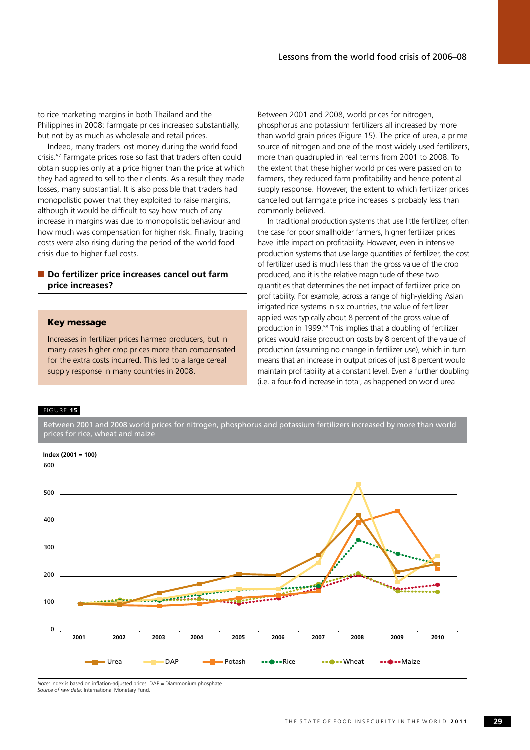to rice marketing margins in both Thailand and the Philippines in 2008: farmgate prices increased substantially, but not by as much as wholesale and retail prices.

Indeed, many traders lost money during the world food crisis.[57] Farmgate prices rose so fast that traders often could obtain supplies only at a price higher than the price at which they had agreed to sell to their clients. As a result they made losses, many substantial. It is also possible that traders had monopolistic power that they exploited to raise margins, although it would be difficult to say how much of any increase in margins was due to monopolistic behaviour and how much was compensation for higher risk. Finally, trading costs were also rising during the period of the world food crisis due to higher fuel costs.

## Do fertilizer price increases cancel out farm price increases?

**Key message**

Increases in fertilizer prices harmed producers, but in many cases higher crop prices more than compensated for the extra costs incurred. This led to a large cereal supply response in many countries in 2008.

Between 2001 and 2008, world prices for nitrogen, phosphorus and potassium fertilizers all increased by more than world grain prices (Figure 15). The price of urea, a prime source of nitrogen and one of the most widely used fertilizers, more than quadrupled in real terms from 2001 to 2008. To the extent that these higher world prices were passed on to farmers, they reduced farm profitability and hence potential supply response. However, the extent to which fertilizer prices cancelled out farmgate price increases is probably less than commonly believed.

In traditional production systems that use little fertilizer, often the case for poor smallholder farmers, higher fertilizer prices have little impact on profitability. However, even in intensive production systems that use large quantities of fertilizer, the cost of fertilizer used is much less than the gross value of the crop produced, and it is the relative magnitude of these two quantities that determines the net impact of fertilizer price on profitability. For example, across a range of high-yielding Asian irrigated rice systems in six countries, the value of fertilizer applied was typically about 8 percent of the gross value of production in 1999.[58] This implies that a doubling of fertilizer prices would raise production costs by 8 percent of the value of production (assuming no change in fertilizer use), which in turn means that an increase in output prices of just 8 percent would maintain profitability at a constant level. Even a further doubling (i.e. a four-fold increase in total, as happened on world urea

FIGURE 15

Between 2001 and 2008 world prices for nitrogen, phosphorus and potassium fertilizers increased by more than world prices for rice, wheat and maize

*Note:* Index is based on inflation-adjusted prices. DAP = Diammonium phosphate.
*Source of raw data:* International Monetary Fund.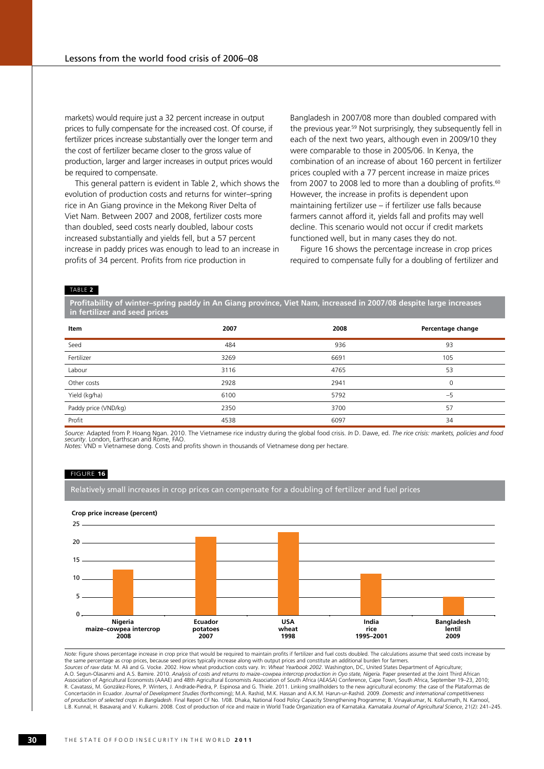markets) would require just a 32 percent increase in output prices to fully compensate for the increased cost. Of course, if fertilizer prices increase substantially over the longer term and the cost of fertilizer became closer to the gross value of production, larger and larger increases in output prices would be required to compensate.

This general pattern is evident in Table 2, which shows the evolution of production costs and returns for winter–spring rice in An Giang province in the Mekong River Delta of Viet Nam. Between 2007 and 2008, fertilizer costs more than doubled, seed costs nearly doubled, labour costs increased substantially and yields fell, but a 57 percent increase in paddy prices was enough to lead to an increase in profits of 34 percent. Profits from rice production in Bangladesh in 2007/08 more than doubled compared with the previous year.[59] Not surprisingly, they subsequently fell in each of the next two years, although even in 2009/10 they were comparable to those in 2005/06. In Kenya, the combination of an increase of about 160 percent in fertilizer prices coupled with a 77 percent increase in maize prices from 2007 to 2008 led to more than a doubling of profits.[60] However, the increase in profits is dependent upon maintaining fertilizer use – if fertilizer use falls because farmers cannot afford it, yields fall and profits may well decline. This scenario would not occur if credit markets functioned well, but in many cases they do not.

Figure 16 shows the percentage increase in crop prices required to compensate fully for a doubling of fertilizer and

TABLE 2

**Profitability of winter–spring paddy in An Giang province, Viet Nam, increased in 2007/08 despite large increases in fertilizer and seed prices**

| Item | 2007 | 2008 | Percentage change |
|---|---|---|---|
| Seed | 484 | 936 | 93 |
| Fertilizer | 3269 | 6691 | 105 |
| Labour | 3116 | 4765 | 53 |
| Other costs | 2928 | 2941 | 0 |
| Yield (kg/ha) | 6100 | 5792 | −5 |
| Paddy price (VND/kg) | 2350 | 3700 | 57 |
| Profit | 4538 | 6097 | 34 |

*Source:* Adapted from P. Hoang Ngan. 2010. The Vietnamese rice industry during the global food crisis. *In* D. Dawe, ed. *The rice crisis: markets, policies and food security*. London, Earthscan and Rome, FAO.
*Notes:* VND = Vietnamese dong. Costs and profits shown in thousands of Vietnamese dong per hectare.

FIGURE 16

Relatively small increases in crop prices can compensate for a doubling of fertilizer and fuel prices

Crop price increase (percent)

| Crop | Crop price increase (percent) |
|---|---|
| Nigeria maize–cowpea intercrop 2008 | ~12.5 |
| Ecuador potatoes 2007 | ~21.5 |
| USA wheat 1998 | ~23 |
| India rice 1995–2001 | ~11.5 |
| Bangladesh lentil 2009 | ~5 |

*Note:* Figure shows percentage increase in crop price that would be required to maintain profits if fertilizer and fuel costs doubled. The calculations assume that seed costs increase by the same percentage as crop prices, because seed prices typically increase along with output prices and constitute an additional burden for farmers.
*Sources of raw data:* M. Ali and G. Vocke. 2002. How wheat production costs vary. In: *Wheat Yearbook 2002*. Washington, DC, United States Department of Agriculture; A.O. Segun-Olasanmi and A.S. Bamire. 2010. *Analysis of costs and returns to maize–cowpea intercrop production in Oyo state, Nigeria*. Paper presented at the Joint Third African Association of Agricultural Economists (AAAE) and 48th Agricultural Economists Association of South Africa (AEASA) Conference, Cape Town, South Africa, September 19–23, 2010; R. Cavatassi, M. González-Flores, P. Winters, J. Andrade-Piedra, P. Espinosa and G. Thiele. 2011. Linking smallholders to the new agricultural economy: the case of the Plataformas de Concertación in Ecuador. *Journal of Development Studies* (forthcoming); M.A. Rashid, M.K. Hassan and A.K.M. Harun-ur-Rashid. 2009. *Domestic and international competitiveness of production of selected crops in Bangladesh*. Final Report CF No. 1/08. Dhaka, National Food Policy Capacity Strengthening Programme; B. Vinayakumar, N. Kollurmath, N. Karnool, L.B. Kunnal, H. Basavaraj and V. Kulkarni. 2008. Cost of production of rice and maize in World Trade Organization era of Karnataka. *Karnataka Journal of Agricultural Science*, 21(2): 241–245.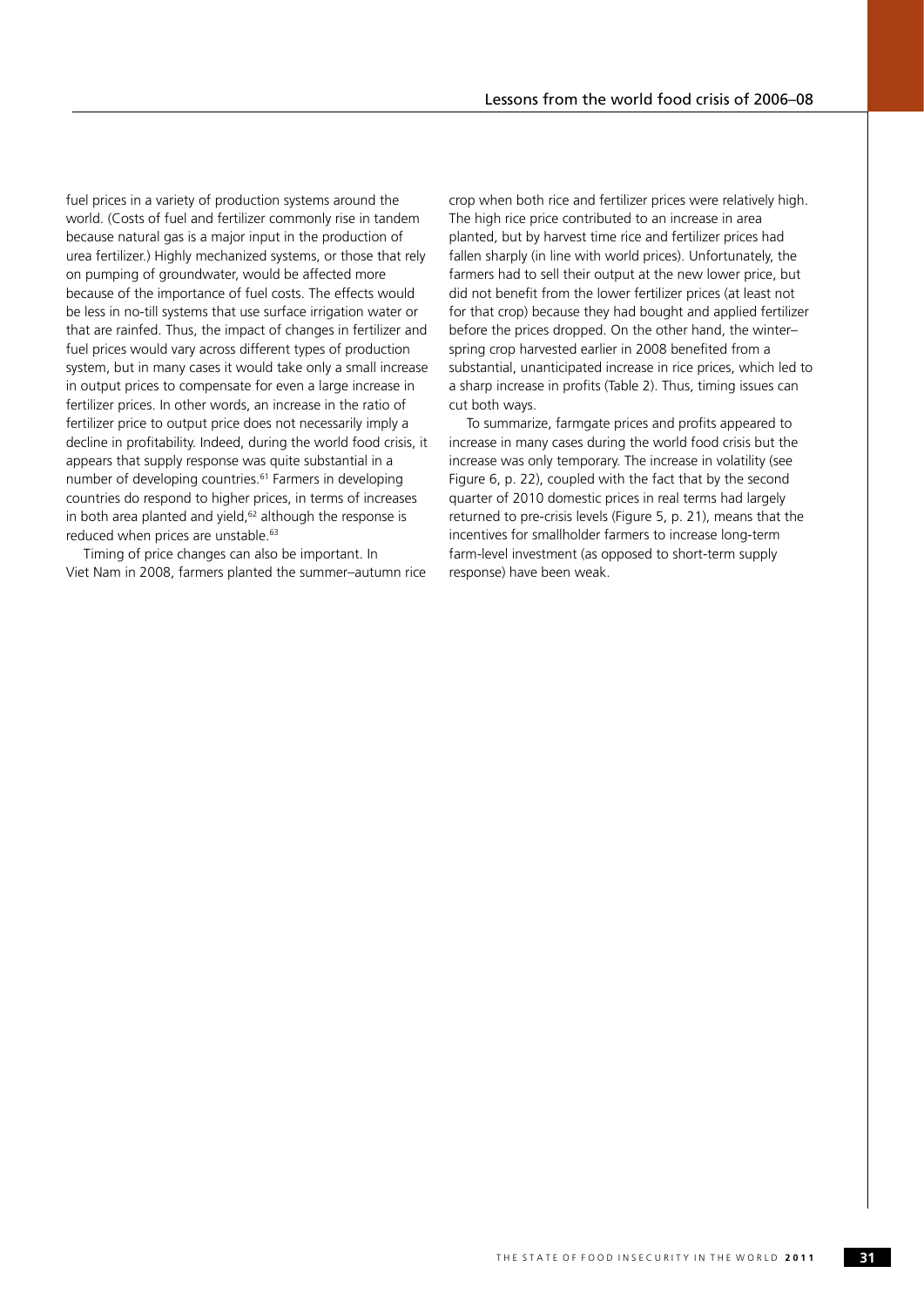fuel prices in a variety of production systems around the world. (Costs of fuel and fertilizer commonly rise in tandem because natural gas is a major input in the production of urea fertilizer.) Highly mechanized systems, or those that rely on pumping of groundwater, would be affected more because of the importance of fuel costs. The effects would be less in no-till systems that use surface irrigation water or that are rainfed. Thus, the impact of changes in fertilizer and fuel prices would vary across different types of production system, but in many cases it would take only a small increase in output prices to compensate for even a large increase in fertilizer prices. In other words, an increase in the ratio of fertilizer price to output price does not necessarily imply a decline in profitability. Indeed, during the world food crisis, it appears that supply response was quite substantial in a number of developing countries.[61] Farmers in developing countries do respond to higher prices, in terms of increases in both area planted and yield,[62] although the response is reduced when prices are unstable.[63]

Timing of price changes can also be important. In Viet Nam in 2008, farmers planted the summer–autumn rice crop when both rice and fertilizer prices were relatively high. The high rice price contributed to an increase in area planted, but by harvest time rice and fertilizer prices had fallen sharply (in line with world prices). Unfortunately, the farmers had to sell their output at the new lower price, but did not benefit from the lower fertilizer prices (at least not for that crop) because they had bought and applied fertilizer before the prices dropped. On the other hand, the winter–spring crop harvested earlier in 2008 benefited from a substantial, unanticipated increase in rice prices, which led to a sharp increase in profits (Table 2). Thus, timing issues can cut both ways.

To summarize, farmgate prices and profits appeared to increase in many cases during the world food crisis but the increase was only temporary. The increase in volatility (see Figure 6, p. 22), coupled with the fact that by the second quarter of 2010 domestic prices in real terms had largely returned to pre-crisis levels (Figure 5, p. 21), means that the incentives for smallholder farmers to increase long-term farm-level investment (as opposed to short-term supply response) have been weak.